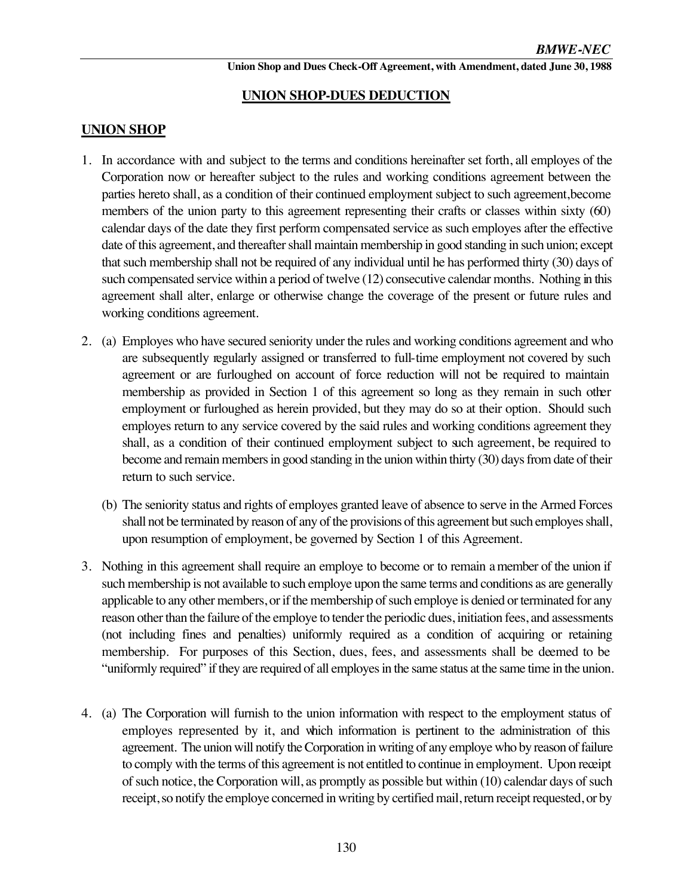# UNION SHOP-DUES DEDUCTION

## UNION SHOP

1. In accordance with and subject to the terms and conditions hereinafter set forth, all employes of the Corporation now or hereafter subject to the rules and working conditions agreement between the parties hereto shall, as a condition of their continued employment subject to such agreement,become members of the union party to this agreement representing their crafts or classes within sixty (60) calendar days of the date they first perform compensated service as such employes after the effective date of this agreement, and thereafter shall maintain membership in good standing in such union; except that such membership shall not be required of any individual until he has performed thirty (30) days of such compensated service within a period of twelve (12) consecutive calendar months. Nothing in this agreement shall alter, enlarge or otherwise change the coverage of the present or future rules and working conditions agreement.

2. (a) Employes who have secured seniority under the rules and working conditions agreement and who are subsequently regularly assigned or transferred to full-time employment not covered by such agreement or are furloughed on account of force reduction will not be required to maintain membership as provided in Section 1 of this agreement so long as they remain in such other employment or furloughed as herein provided, but they may do so at their option. Should such employes return to any service covered by the said rules and working conditions agreement they shall, as a condition of their continued employment subject to such agreement, be required to become and remain members in good standing in the union within thirty (30) days from date of their return to such service.

   (b) The seniority status and rights of employes granted leave of absence to serve in the Armed Forces shall not be terminated by reason of any of the provisions of this agreement but such employes shall, upon resumption of employment, be governed by Section 1 of this Agreement.

3. Nothing in this agreement shall require an employe to become or to remain a member of the union if such membership is not available to such employe upon the same terms and conditions as are generally applicable to any other members, or if the membership of such employe is denied or terminated for any reason other than the failure of the employe to tender the periodic dues, initiation fees, and assessments (not including fines and penalties) uniformly required as a condition of acquiring or retaining membership. For purposes of this Section, dues, fees, and assessments shall be deemed to be "uniformly required" if they are required of all employes in the same status at the same time in the union.

4. (a) The Corporation will furnish to the union information with respect to the employment status of employes represented by it, and which information is pertinent to the administration of this agreement. The union will notify the Corporation in writing of any employe who by reason of failure to comply with the terms of this agreement is not entitled to continue in employment. Upon receipt of such notice, the Corporation will, as promptly as possible but within (10) calendar days of such receipt, so notify the employe concerned in writing by certified mail, return receipt requested, or by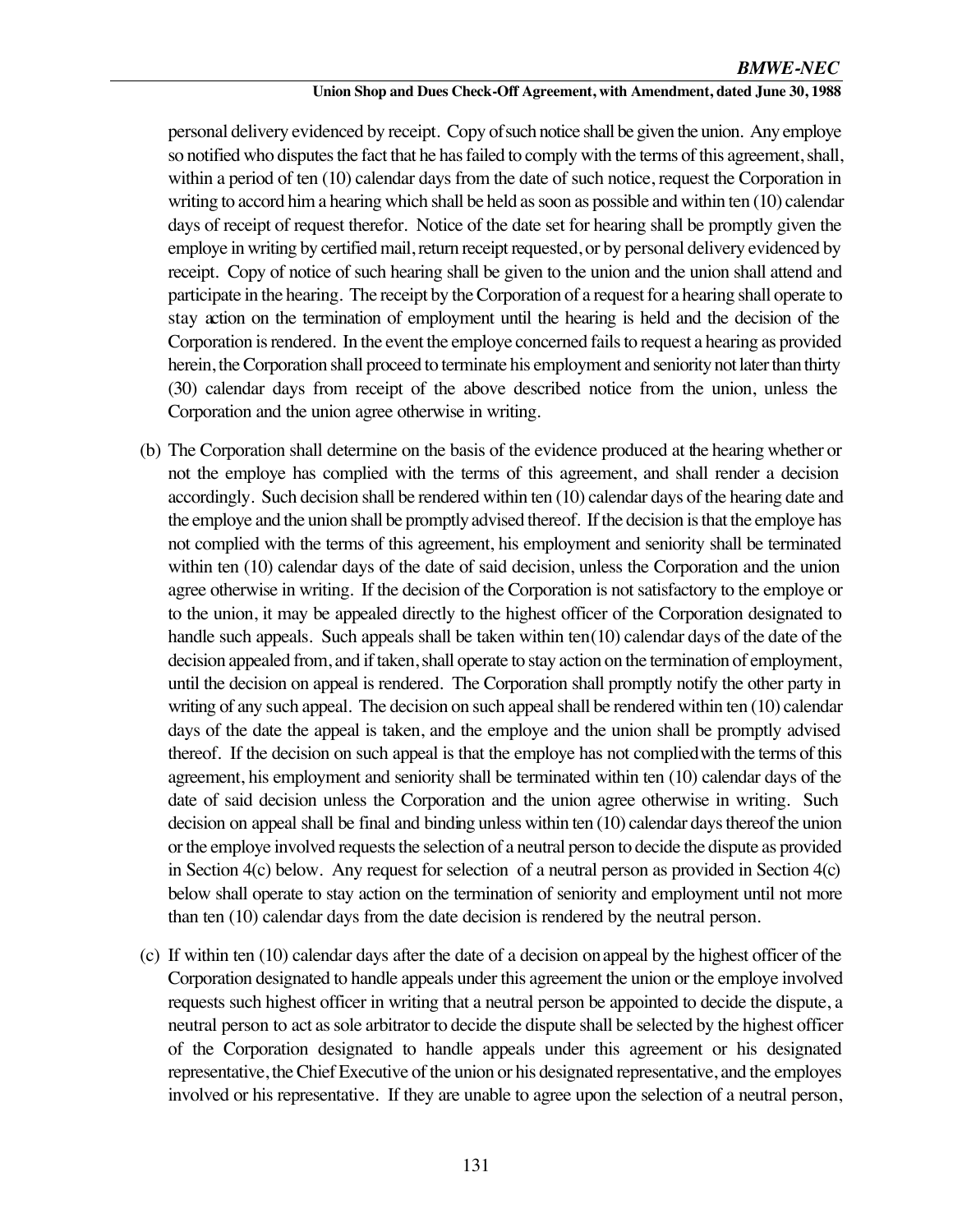personal delivery evidenced by receipt. Copy of such notice shall be given the union. Any employe so notified who disputes the fact that he has failed to comply with the terms of this agreement, shall, within a period of ten (10) calendar days from the date of such notice, request the Corporation in writing to accord him a hearing which shall be held as soon as possible and within ten (10) calendar days of receipt of request therefor. Notice of the date set for hearing shall be promptly given the employe in writing by certified mail, return receipt requested, or by personal delivery evidenced by receipt. Copy of notice of such hearing shall be given to the union and the union shall attend and participate in the hearing. The receipt by the Corporation of a request for a hearing shall operate to stay action on the termination of employment until the hearing is held and the decision of the Corporation is rendered. In the event the employe concerned fails to request a hearing as provided herein, the Corporation shall proceed to terminate his employment and seniority not later than thirty (30) calendar days from receipt of the above described notice from the union, unless the Corporation and the union agree otherwise in writing.

(b) The Corporation shall determine on the basis of the evidence produced at the hearing whether or not the employe has complied with the terms of this agreement, and shall render a decision accordingly. Such decision shall be rendered within ten (10) calendar days of the hearing date and the employe and the union shall be promptly advised thereof. If the decision is that the employe has not complied with the terms of this agreement, his employment and seniority shall be terminated within ten (10) calendar days of the date of said decision, unless the Corporation and the union agree otherwise in writing. If the decision of the Corporation is not satisfactory to the employe or to the union, it may be appealed directly to the highest officer of the Corporation designated to handle such appeals. Such appeals shall be taken within ten(10) calendar days of the date of the decision appealed from, and if taken, shall operate to stay action on the termination of employment, until the decision on appeal is rendered. The Corporation shall promptly notify the other party in writing of any such appeal. The decision on such appeal shall be rendered within ten (10) calendar days of the date the appeal is taken, and the employe and the union shall be promptly advised thereof. If the decision on such appeal is that the employe has not complied with the terms of this agreement, his employment and seniority shall be terminated within ten (10) calendar days of the date of said decision unless the Corporation and the union agree otherwise in writing. Such decision on appeal shall be final and binding unless within ten (10) calendar days thereof the union or the employe involved requests the selection of a neutral person to decide the dispute as provided in Section 4(c) below. Any request for selection of a neutral person as provided in Section 4(c) below shall operate to stay action on the termination of seniority and employment until not more than ten (10) calendar days from the date decision is rendered by the neutral person.

(c) If within ten (10) calendar days after the date of a decision on appeal by the highest officer of the Corporation designated to handle appeals under this agreement the union or the employe involved requests such highest officer in writing that a neutral person be appointed to decide the dispute, a neutral person to act as sole arbitrator to decide the dispute shall be selected by the highest officer of the Corporation designated to handle appeals under this agreement or his designated representative, the Chief Executive of the union or his designated representative, and the employes involved or his representative. If they are unable to agree upon the selection of a neutral person,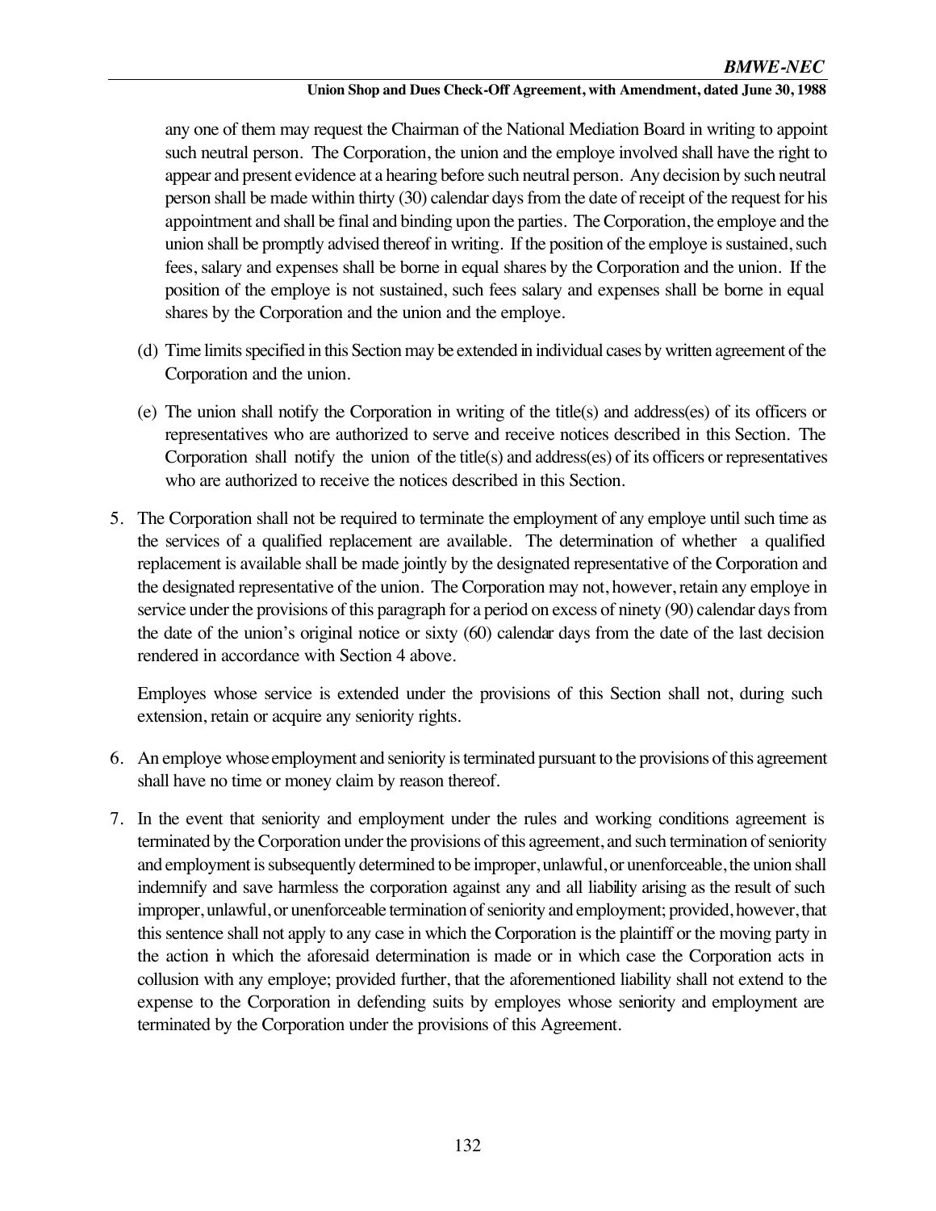any one of them may request the Chairman of the National Mediation Board in writing to appoint such neutral person. The Corporation, the union and the employe involved shall have the right to appear and present evidence at a hearing before such neutral person. Any decision by such neutral person shall be made within thirty (30) calendar days from the date of receipt of the request for his appointment and shall be final and binding upon the parties. The Corporation, the employe and the union shall be promptly advised thereof in writing. If the position of the employe is sustained, such fees, salary and expenses shall be borne in equal shares by the Corporation and the union. If the position of the employe is not sustained, such fees salary and expenses shall be borne in equal shares by the Corporation and the union and the employe.

(d) Time limits specified in this Section may be extended in individual cases by written agreement of the Corporation and the union.

(e) The union shall notify the Corporation in writing of the title(s) and address(es) of its officers or representatives who are authorized to serve and receive notices described in this Section. The Corporation shall notify the union of the title(s) and address(es) of its officers or representatives who are authorized to receive the notices described in this Section.

5. The Corporation shall not be required to terminate the employment of any employe until such time as the services of a qualified replacement are available. The determination of whether a qualified replacement is available shall be made jointly by the designated representative of the Corporation and the designated representative of the union. The Corporation may not, however, retain any employe in service under the provisions of this paragraph for a period on excess of ninety (90) calendar days from the date of the union's original notice or sixty (60) calendar days from the date of the last decision rendered in accordance with Section 4 above.

   Employes whose service is extended under the provisions of this Section shall not, during such extension, retain or acquire any seniority rights.

6. An employe whose employment and seniority is terminated pursuant to the provisions of this agreement shall have no time or money claim by reason thereof.

7. In the event that seniority and employment under the rules and working conditions agreement is terminated by the Corporation under the provisions of this agreement, and such termination of seniority and employment is subsequently determined to be improper, unlawful, or unenforceable, the union shall indemnify and save harmless the corporation against any and all liability arising as the result of such improper, unlawful, or unenforceable termination of seniority and employment; provided, however, that this sentence shall not apply to any case in which the Corporation is the plaintiff or the moving party in the action in which the aforesaid determination is made or in which case the Corporation acts in collusion with any employe; provided further, that the aforementioned liability shall not extend to the expense to the Corporation in defending suits by employes whose seniority and employment are terminated by the Corporation under the provisions of this Agreement.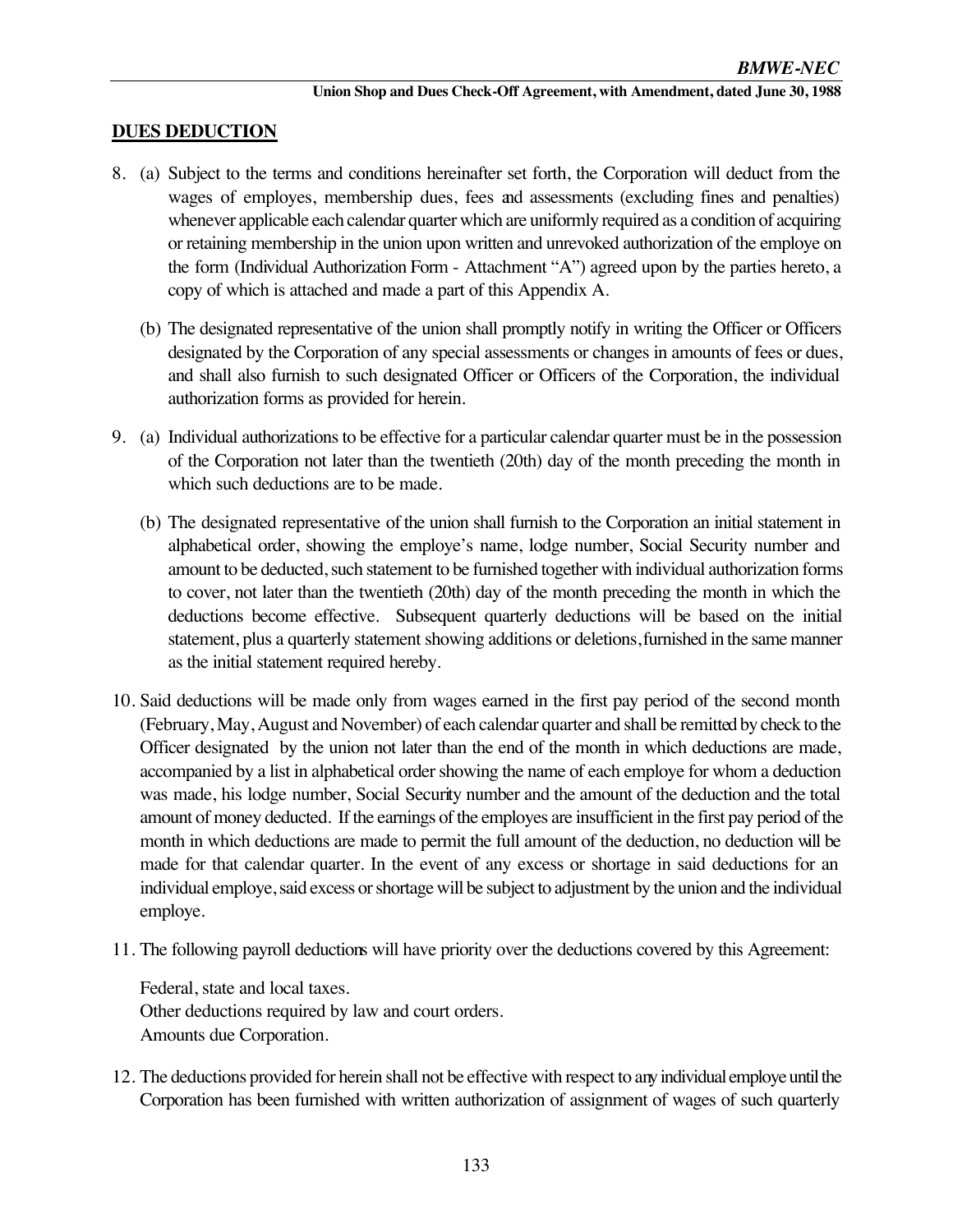## DUES DEDUCTION

8. (a) Subject to the terms and conditions hereinafter set forth, the Corporation will deduct from the wages of employes, membership dues, fees and assessments (excluding fines and penalties) whenever applicable each calendar quarter which are uniformly required as a condition of acquiring or retaining membership in the union upon written and unrevoked authorization of the employe on the form (Individual Authorization Form - Attachment "A") agreed upon by the parties hereto, a copy of which is attached and made a part of this Appendix A.

   (b) The designated representative of the union shall promptly notify in writing the Officer or Officers designated by the Corporation of any special assessments or changes in amounts of fees or dues, and shall also furnish to such designated Officer or Officers of the Corporation, the individual authorization forms as provided for herein.

9. (a) Individual authorizations to be effective for a particular calendar quarter must be in the possession of the Corporation not later than the twentieth (20th) day of the month preceding the month in which such deductions are to be made.

   (b) The designated representative of the union shall furnish to the Corporation an initial statement in alphabetical order, showing the employe's name, lodge number, Social Security number and amount to be deducted, such statement to be furnished together with individual authorization forms to cover, not later than the twentieth (20th) day of the month preceding the month in which the deductions become effective. Subsequent quarterly deductions will be based on the initial statement, plus a quarterly statement showing additions or deletions, furnished in the same manner as the initial statement required hereby.

10. Said deductions will be made only from wages earned in the first pay period of the second month (February, May, August and November) of each calendar quarter and shall be remitted by check to the Officer designated by the union not later than the end of the month in which deductions are made, accompanied by a list in alphabetical order showing the name of each employe for whom a deduction was made, his lodge number, Social Security number and the amount of the deduction and the total amount of money deducted. If the earnings of the employes are insufficient in the first pay period of the month in which deductions are made to permit the full amount of the deduction, no deduction will be made for that calendar quarter. In the event of any excess or shortage in said deductions for an individual employe, said excess or shortage will be subject to adjustment by the union and the individual employe.

11. The following payroll deductions will have priority over the deductions covered by this Agreement:

    Federal, state and local taxes.
    Other deductions required by law and court orders.
    Amounts due Corporation.

12. The deductions provided for herein shall not be effective with respect to any individual employe until the Corporation has been furnished with written authorization of assignment of wages of such quarterly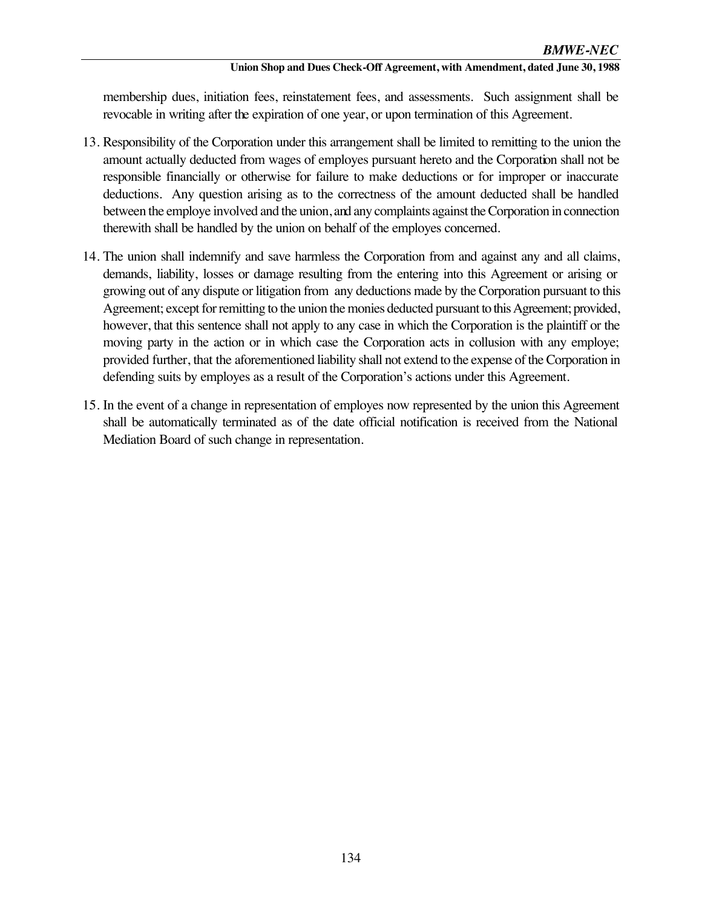membership dues, initiation fees, reinstatement fees, and assessments. Such assignment shall be revocable in writing after the expiration of one year, or upon termination of this Agreement.

13. Responsibility of the Corporation under this arrangement shall be limited to remitting to the union the amount actually deducted from wages of employes pursuant hereto and the Corporation shall not be responsible financially or otherwise for failure to make deductions or for improper or inaccurate deductions. Any question arising as to the correctness of the amount deducted shall be handled between the employe involved and the union, and any complaints against the Corporation in connection therewith shall be handled by the union on behalf of the employes concerned.

14. The union shall indemnify and save harmless the Corporation from and against any and all claims, demands, liability, losses or damage resulting from the entering into this Agreement or arising or growing out of any dispute or litigation from any deductions made by the Corporation pursuant to this Agreement; except for remitting to the union the monies deducted pursuant to this Agreement; provided, however, that this sentence shall not apply to any case in which the Corporation is the plaintiff or the moving party in the action or in which case the Corporation acts in collusion with any employe; provided further, that the aforementioned liability shall not extend to the expense of the Corporation in defending suits by employes as a result of the Corporation's actions under this Agreement.

15. In the event of a change in representation of employes now represented by the union this Agreement shall be automatically terminated as of the date official notification is received from the National Mediation Board of such change in representation.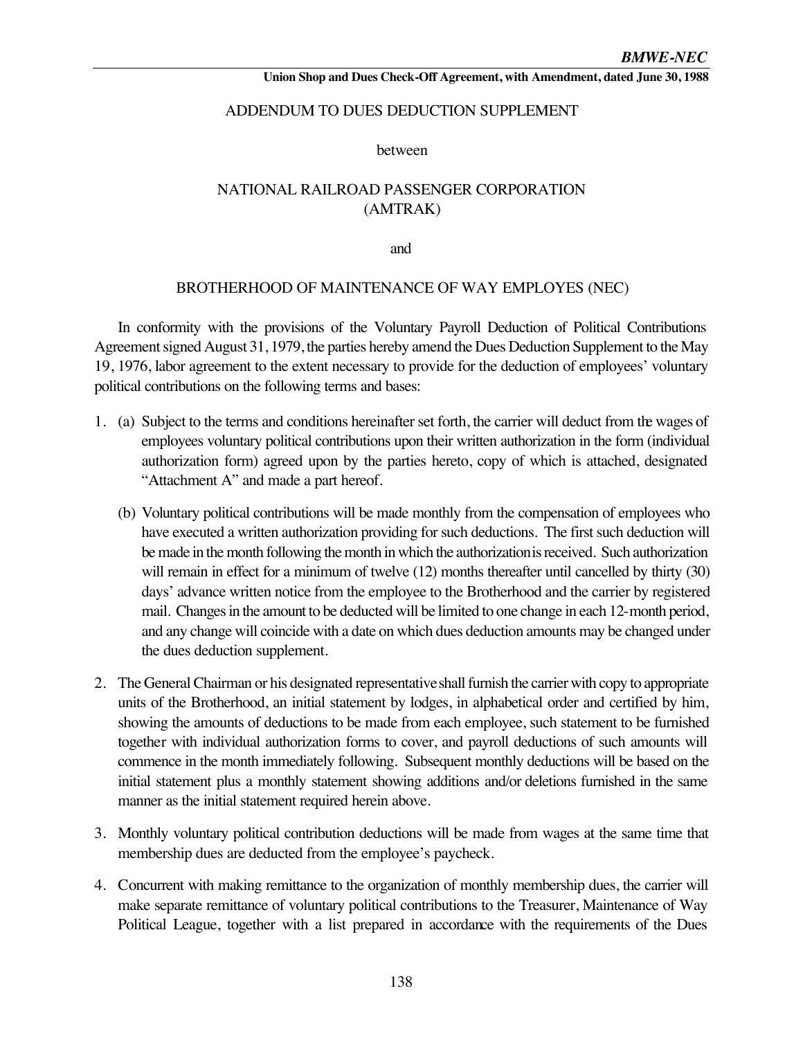ADDENDUM TO DUES DEDUCTION SUPPLEMENT

between

NATIONAL RAILROAD PASSENGER CORPORATION
(AMTRAK)

and

BROTHERHOOD OF MAINTENANCE OF WAY EMPLOYES (NEC)

In conformity with the provisions of the Voluntary Payroll Deduction of Political Contributions Agreement signed August 31, 1979, the parties hereby amend the Dues Deduction Supplement to the May 19, 1976, labor agreement to the extent necessary to provide for the deduction of employees' voluntary political contributions on the following terms and bases:

1. (a) Subject to the terms and conditions hereinafter set forth, the carrier will deduct from the wages of employees voluntary political contributions upon their written authorization in the form (individual authorization form) agreed upon by the parties hereto, copy of which is attached, designated "Attachment A" and made a part hereof.

   (b) Voluntary political contributions will be made monthly from the compensation of employees who have executed a written authorization providing for such deductions. The first such deduction will be made in the month following the month in which the authorization is received. Such authorization will remain in effect for a minimum of twelve (12) months thereafter until cancelled by thirty (30) days' advance written notice from the employee to the Brotherhood and the carrier by registered mail. Changes in the amount to be deducted will be limited to one change in each 12-month period, and any change will coincide with a date on which dues deduction amounts may be changed under the dues deduction supplement.

2. The General Chairman or his designated representative shall furnish the carrier with copy to appropriate units of the Brotherhood, an initial statement by lodges, in alphabetical order and certified by him, showing the amounts of deductions to be made from each employee, such statement to be furnished together with individual authorization forms to cover, and payroll deductions of such amounts will commence in the month immediately following. Subsequent monthly deductions will be based on the initial statement plus a monthly statement showing additions and/or deletions furnished in the same manner as the initial statement required herein above.

3. Monthly voluntary political contribution deductions will be made from wages at the same time that membership dues are deducted from the employee's paycheck.

4. Concurrent with making remittance to the organization of monthly membership dues, the carrier will make separate remittance of voluntary political contributions to the Treasurer, Maintenance of Way Political League, together with a list prepared in accordance with the requirements of the Dues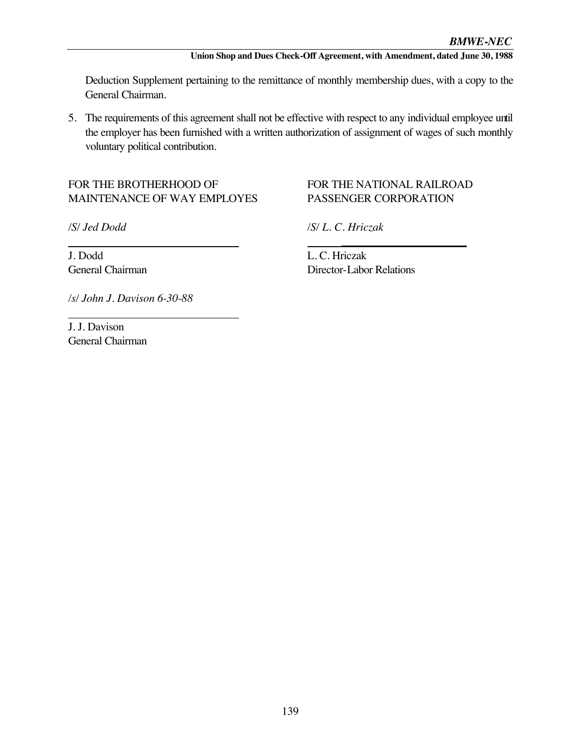Deduction Supplement pertaining to the remittance of monthly membership dues, with a copy to the General Chairman.

5. The requirements of this agreement shall not be effective with respect to any individual employee until the employer has been furnished with a written authorization of assignment of wages of such monthly voluntary political contribution.

FOR THE BROTHERHOOD OF MAINTENANCE OF WAY EMPLOYES

/S/ *Jed Dodd*

J. Dodd
General Chairman

/s/ *John J. Davison 6-30-88*

J. J. Davison
General Chairman

FOR THE NATIONAL RAILROAD PASSENGER CORPORATION

/S/ *L. C. Hriczak*

L. C. Hriczak
Director-Labor Relations